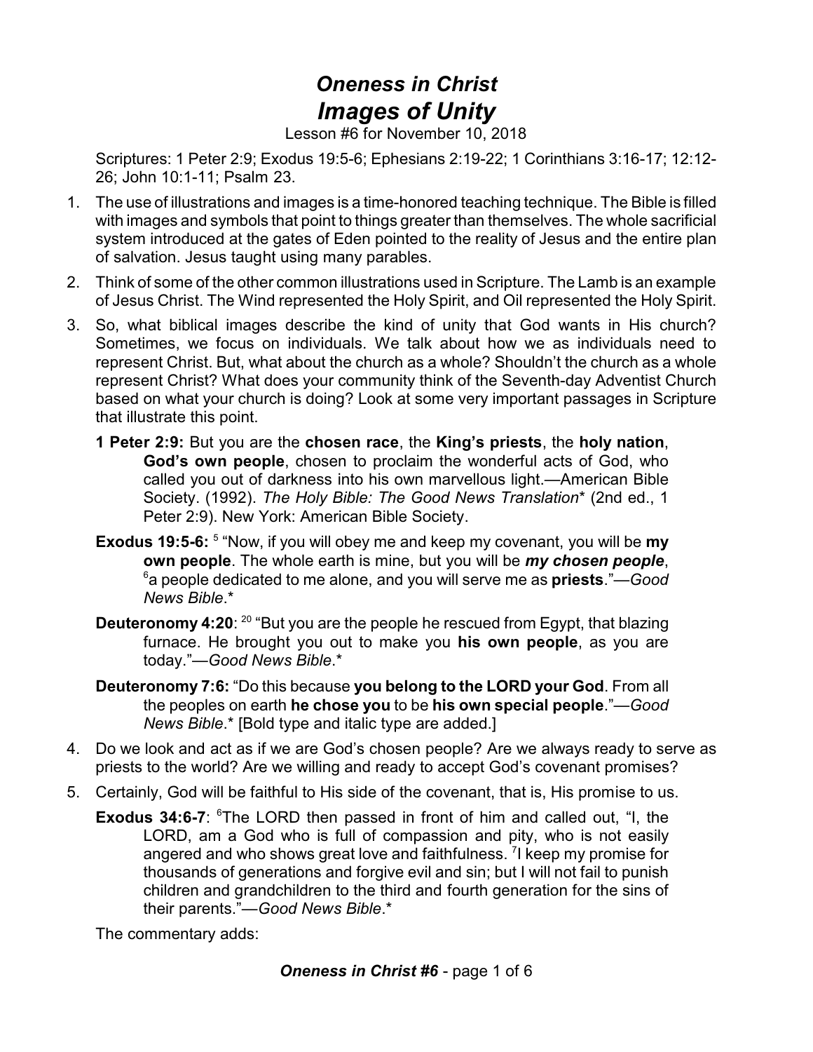# *Oneness in Christ*
# *Images of Unity*

Lesson #6 for November 10, 2018

Scriptures: 1 Peter 2:9; Exodus 19:5-6; Ephesians 2:19-22; 1 Corinthians 3:16-17; 12:12-26; John 10:1-11; Psalm 23.

1. The use of illustrations and images is a time-honored teaching technique. The Bible is filled with images and symbols that point to things greater than themselves. The whole sacrificial system introduced at the gates of Eden pointed to the reality of Jesus and the entire plan of salvation. Jesus taught using many parables.

2. Think of some of the other common illustrations used in Scripture. The Lamb is an example of Jesus Christ. The Wind represented the Holy Spirit, and Oil represented the Holy Spirit.

3. So, what biblical images describe the kind of unity that God wants in His church? Sometimes, we focus on individuals. We talk about how we as individuals need to represent Christ. But, what about the church as a whole? Shouldn't the church as a whole represent Christ? What does your community think of the Seventh-day Adventist Church based on what your church is doing? Look at some very important passages in Scripture that illustrate this point.

   **1 Peter 2:9:** But you are the **chosen race**, the **King's priests**, the **holy nation**, **God's own people**, chosen to proclaim the wonderful acts of God, who called you out of darkness into his own marvellous light.—American Bible Society. (1992). *The Holy Bible: The Good News Translation*\* (2nd ed., 1 Peter 2:9). New York: American Bible Society.

   **Exodus 19:5-6:** [5] "Now, if you will obey me and keep my covenant, you will be **my own people**. The whole earth is mine, but you will be ***my chosen people***, [6]a people dedicated to me alone, and you will serve me as **priests**."—*Good News Bible*.\*

   **Deuteronomy 4:20**: [20] "But you are the people he rescued from Egypt, that blazing furnace. He brought you out to make you **his own people**, as you are today."—*Good News Bible*.\*

   **Deuteronomy 7:6:** "Do this because **you belong to the LORD your God**. From all the peoples on earth **he chose you** to be **his own special people**."—*Good News Bible*.\* [Bold type and italic type are added.]

4. Do we look and act as if we are God's chosen people? Are we always ready to serve as priests to the world? Are we willing and ready to accept God's covenant promises?

5. Certainly, God will be faithful to His side of the covenant, that is, His promise to us.

   **Exodus 34:6-7**: [6]The LORD then passed in front of him and called out, "I, the LORD, am a God who is full of compassion and pity, who is not easily angered and who shows great love and faithfulness. [7]I keep my promise for thousands of generations and forgive evil and sin; but I will not fail to punish children and grandchildren to the third and fourth generation for the sins of their parents."—*Good News Bible*.\*

   The commentary adds: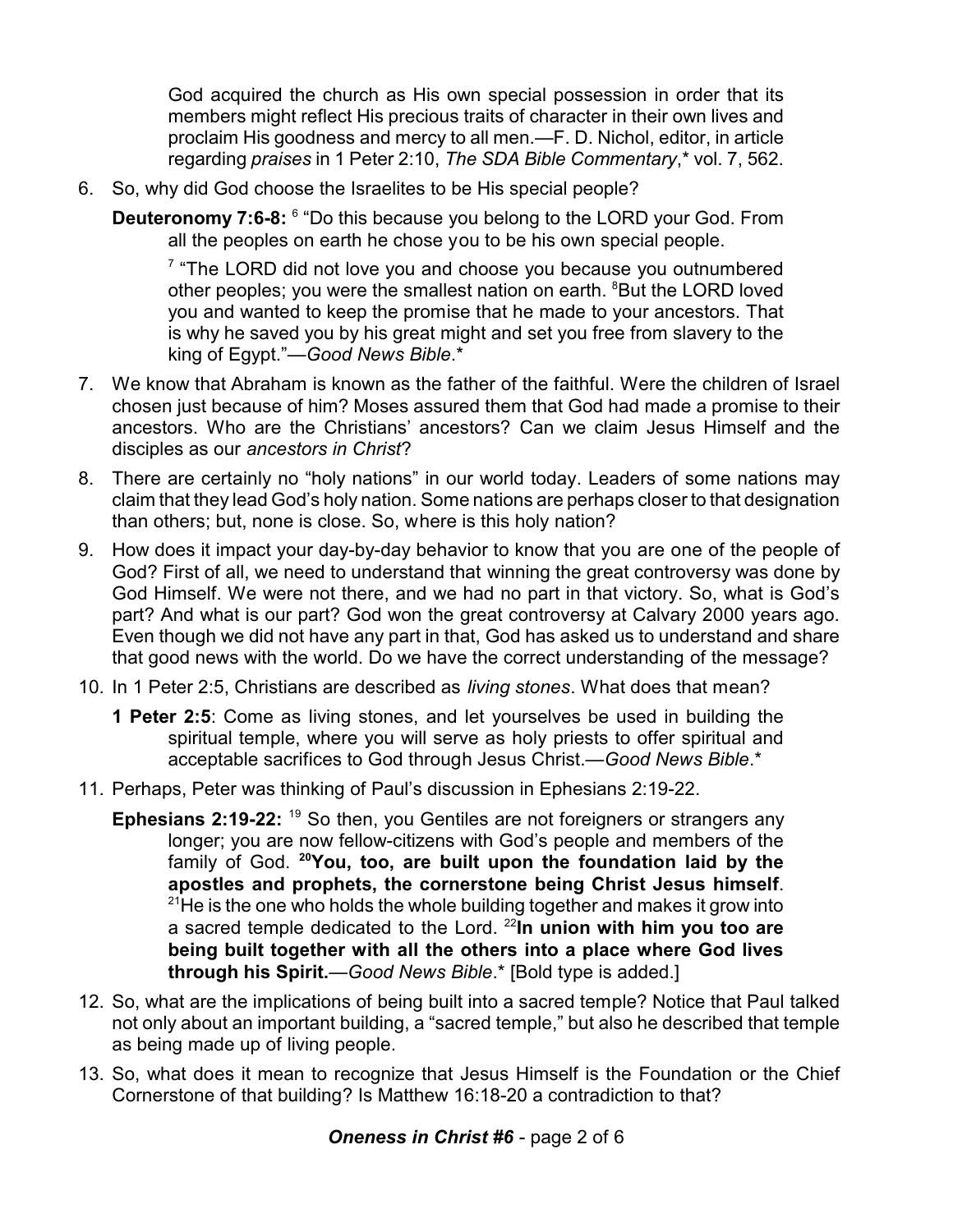God acquired the church as His own special possession in order that its members might reflect His precious traits of character in their own lives and proclaim His goodness and mercy to all men.—F. D. Nichol, editor, in article regarding *praises* in 1 Peter 2:10, *The SDA Bible Commentary*,* vol. 7, 562.

6. So, why did God choose the Israelites to be His special people?

   **Deuteronomy 7:6-8:** [6] "Do this because you belong to the LORD your God. From all the peoples on earth he chose you to be his own special people.

   [7] "The LORD did not love you and choose you because you outnumbered other peoples; you were the smallest nation on earth. [8]But the LORD loved you and wanted to keep the promise that he made to your ancestors. That is why he saved you by his great might and set you free from slavery to the king of Egypt."—*Good News Bible*.*

7. We know that Abraham is known as the father of the faithful. Were the children of Israel chosen just because of him? Moses assured them that God had made a promise to their ancestors. Who are the Christians' ancestors? Can we claim Jesus Himself and the disciples as our *ancestors in Christ*?

8. There are certainly no "holy nations" in our world today. Leaders of some nations may claim that they lead God's holy nation. Some nations are perhaps closer to that designation than others; but, none is close. So, where is this holy nation?

9. How does it impact your day-by-day behavior to know that you are one of the people of God? First of all, we need to understand that winning the great controversy was done by God Himself. We were not there, and we had no part in that victory. So, what is God's part? And what is our part? God won the great controversy at Calvary 2000 years ago. Even though we did not have any part in that, God has asked us to understand and share that good news with the world. Do we have the correct understanding of the message?

10. In 1 Peter 2:5, Christians are described as *living stones*. What does that mean?

    **1 Peter 2:5**: Come as living stones, and let yourselves be used in building the spiritual temple, where you will serve as holy priests to offer spiritual and acceptable sacrifices to God through Jesus Christ.—*Good News Bible*.*

11. Perhaps, Peter was thinking of Paul's discussion in Ephesians 2:19-22.

    **Ephesians 2:19-22:** [19] So then, you Gentiles are not foreigners or strangers any longer; you are now fellow-citizens with God's people and members of the family of God. **[20]You, too, are built upon the foundation laid by the apostles and prophets, the cornerstone being Christ Jesus himself**. [21]He is the one who holds the whole building together and makes it grow into a sacred temple dedicated to the Lord. [22]**In union with him you too are being built together with all the others into a place where God lives through his Spirit.**—*Good News Bible*.* [Bold type is added.]

12. So, what are the implications of being built into a sacred temple? Notice that Paul talked not only about an important building, a "sacred temple," but also he described that temple as being made up of living people.

13. So, what does it mean to recognize that Jesus Himself is the Foundation or the Chief Cornerstone of that building? Is Matthew 16:18-20 a contradiction to that?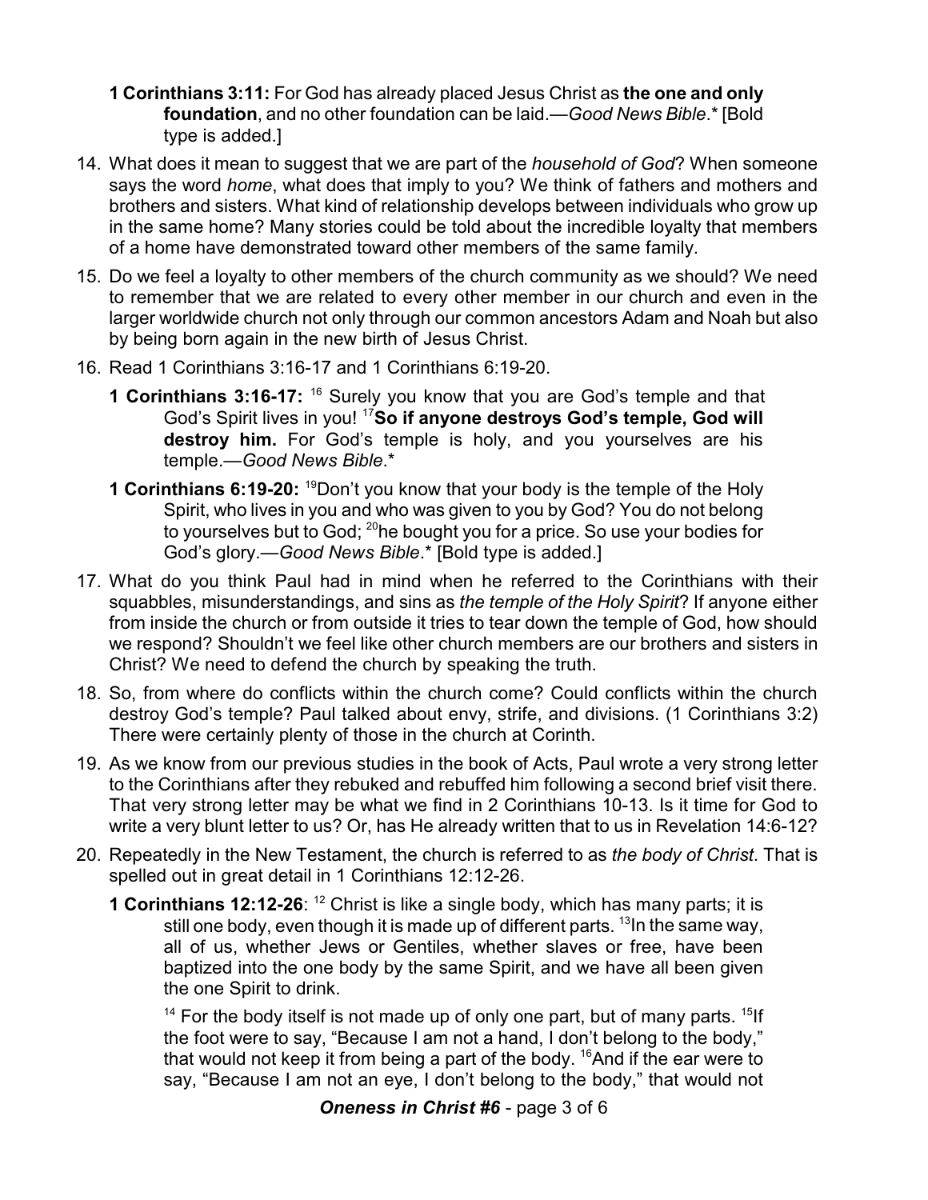**1 Corinthians 3:11:** For God has already placed Jesus Christ as **the one and only foundation**, and no other foundation can be laid.—*Good News Bible*.* [Bold type is added.]

14. What does it mean to suggest that we are part of the *household of God*? When someone says the word *home*, what does that imply to you? We think of fathers and mothers and brothers and sisters. What kind of relationship develops between individuals who grow up in the same home? Many stories could be told about the incredible loyalty that members of a home have demonstrated toward other members of the same family.

15. Do we feel a loyalty to other members of the church community as we should? We need to remember that we are related to every other member in our church and even in the larger worldwide church not only through our common ancestors Adam and Noah but also by being born again in the new birth of Jesus Christ.

16. Read 1 Corinthians 3:16-17 and 1 Corinthians 6:19-20.

    **1 Corinthians 3:16-17:** [16] Surely you know that you are God's temple and that God's Spirit lives in you! [17]**So if anyone destroys God's temple, God will destroy him.** For God's temple is holy, and you yourselves are his temple.—*Good News Bible*.*

    **1 Corinthians 6:19-20:** [19]Don't you know that your body is the temple of the Holy Spirit, who lives in you and who was given to you by God? You do not belong to yourselves but to God; [20]he bought you for a price. So use your bodies for God's glory.—*Good News Bible*.* [Bold type is added.]

17. What do you think Paul had in mind when he referred to the Corinthians with their squabbles, misunderstandings, and sins as *the temple of the Holy Spirit*? If anyone either from inside the church or from outside it tries to tear down the temple of God, how should we respond? Shouldn't we feel like other church members are our brothers and sisters in Christ? We need to defend the church by speaking the truth.

18. So, from where do conflicts within the church come? Could conflicts within the church destroy God's temple? Paul talked about envy, strife, and divisions. (1 Corinthians 3:2) There were certainly plenty of those in the church at Corinth.

19. As we know from our previous studies in the book of Acts, Paul wrote a very strong letter to the Corinthians after they rebuked and rebuffed him following a second brief visit there. That very strong letter may be what we find in 2 Corinthians 10-13. Is it time for God to write a very blunt letter to us? Or, has He already written that to us in Revelation 14:6-12?

20. Repeatedly in the New Testament, the church is referred to as *the body of Christ*. That is spelled out in great detail in 1 Corinthians 12:12-26.

    **1 Corinthians 12:12-26**: [12] Christ is like a single body, which has many parts; it is still one body, even though it is made up of different parts. [13]In the same way, all of us, whether Jews or Gentiles, whether slaves or free, have been baptized into the one body by the same Spirit, and we have all been given the one Spirit to drink.

    [14] For the body itself is not made up of only one part, but of many parts. [15]If the foot were to say, "Because I am not a hand, I don't belong to the body," that would not keep it from being a part of the body. [16]And if the ear were to say, "Because I am not an eye, I don't belong to the body," that would not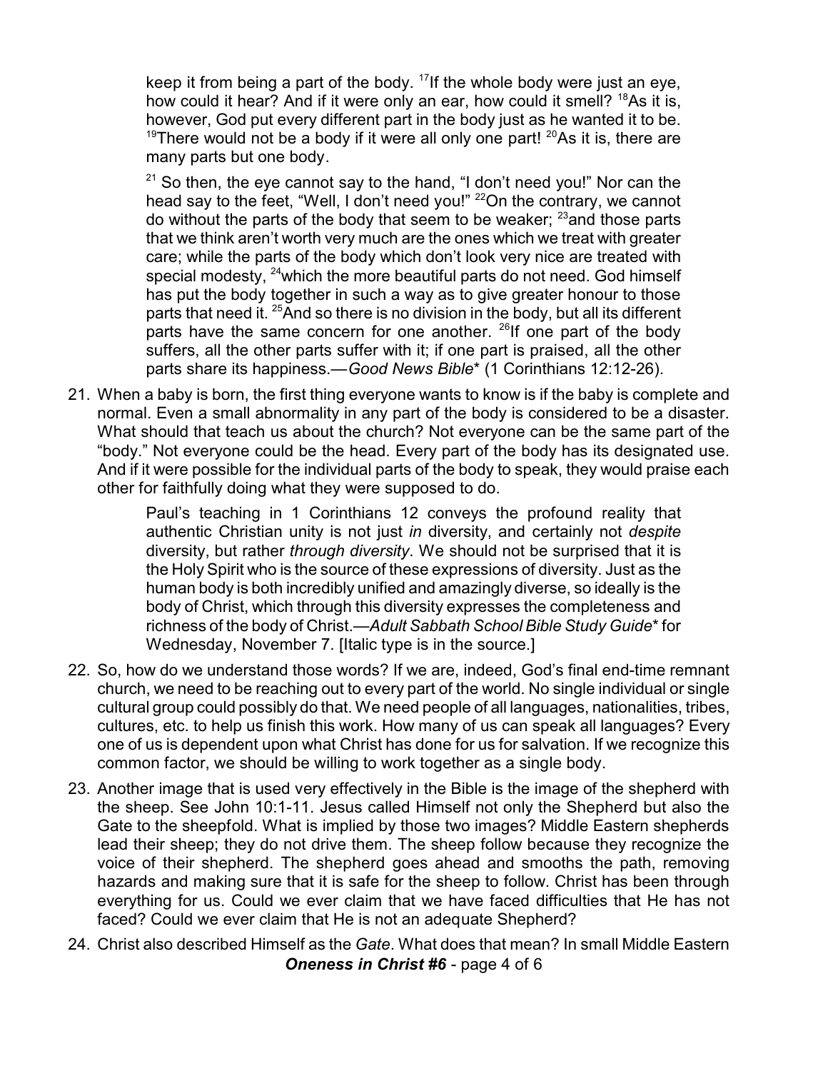keep it from being a part of the body. [17]If the whole body were just an eye, how could it hear? And if it were only an ear, how could it smell? [18]As it is, however, God put every different part in the body just as he wanted it to be. [19]There would not be a body if it were all only one part! [20]As it is, there are many parts but one body.

> [21] So then, the eye cannot say to the hand, "I don't need you!" Nor can the head say to the feet, "Well, I don't need you!" [22]On the contrary, we cannot do without the parts of the body that seem to be weaker; [23]and those parts that we think aren't worth very much are the ones which we treat with greater care; while the parts of the body which don't look very nice are treated with special modesty, [24]which the more beautiful parts do not need. God himself has put the body together in such a way as to give greater honour to those parts that need it. [25]And so there is no division in the body, but all its different parts have the same concern for one another. [26]If one part of the body suffers, all the other parts suffer with it; if one part is praised, all the other parts share its happiness.—*Good News Bible\** (1 Corinthians 12:12-26).

21. When a baby is born, the first thing everyone wants to know is if the baby is complete and normal. Even a small abnormality in any part of the body is considered to be a disaster. What should that teach us about the church? Not everyone can be the same part of the "body." Not everyone could be the head. Every part of the body has its designated use. And if it were possible for the individual parts of the body to speak, they would praise each other for faithfully doing what they were supposed to do.

> Paul's teaching in 1 Corinthians 12 conveys the profound reality that authentic Christian unity is not just *in* diversity, and certainly not *despite* diversity, but rather *through diversity*. We should not be surprised that it is the Holy Spirit who is the source of these expressions of diversity. Just as the human body is both incredibly unified and amazingly diverse, so ideally is the body of Christ, which through this diversity expresses the completeness and richness of the body of Christ.—*Adult Sabbath School Bible Study Guide\** for Wednesday, November 7. [Italic type is in the source.]

22. So, how do we understand those words? If we are, indeed, God's final end-time remnant church, we need to be reaching out to every part of the world. No single individual or single cultural group could possibly do that. We need people of all languages, nationalities, tribes, cultures, etc. to help us finish this work. How many of us can speak all languages? Every one of us is dependent upon what Christ has done for us for salvation. If we recognize this common factor, we should be willing to work together as a single body.

23. Another image that is used very effectively in the Bible is the image of the shepherd with the sheep. See John 10:1-11. Jesus called Himself not only the Shepherd but also the Gate to the sheepfold. What is implied by those two images? Middle Eastern shepherds lead their sheep; they do not drive them. The sheep follow because they recognize the voice of their shepherd. The shepherd goes ahead and smooths the path, removing hazards and making sure that it is safe for the sheep to follow. Christ has been through everything for us. Could we ever claim that we have faced difficulties that He has not faced? Could we ever claim that He is not an adequate Shepherd?

24. Christ also described Himself as the *Gate*. What does that mean? In small Middle Eastern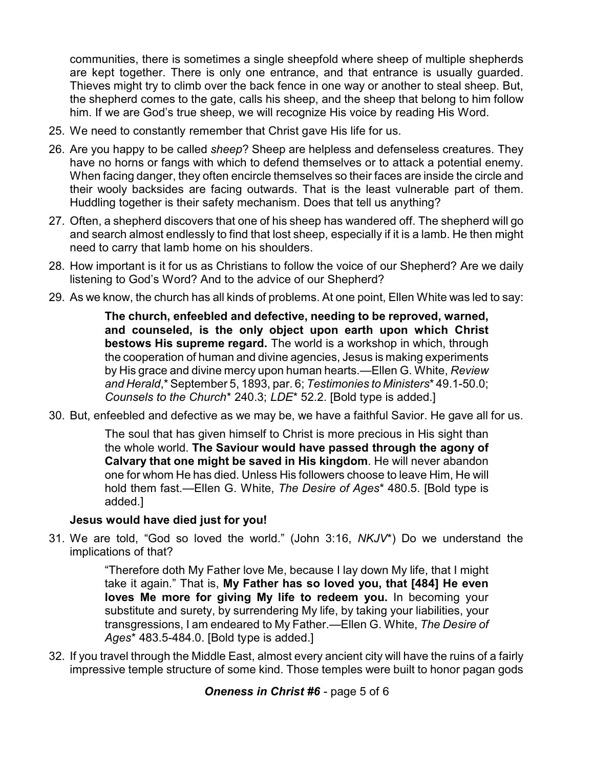communities, there is sometimes a single sheepfold where sheep of multiple shepherds are kept together. There is only one entrance, and that entrance is usually guarded. Thieves might try to climb over the back fence in one way or another to steal sheep. But, the shepherd comes to the gate, calls his sheep, and the sheep that belong to him follow him. If we are God's true sheep, we will recognize His voice by reading His Word.

25. We need to constantly remember that Christ gave His life for us.

26. Are you happy to be called *sheep*? Sheep are helpless and defenseless creatures. They have no horns or fangs with which to defend themselves or to attack a potential enemy. When facing danger, they often encircle themselves so their faces are inside the circle and their wooly backsides are facing outwards. That is the least vulnerable part of them. Huddling together is their safety mechanism. Does that tell us anything?

27. Often, a shepherd discovers that one of his sheep has wandered off. The shepherd will go and search almost endlessly to find that lost sheep, especially if it is a lamb. He then might need to carry that lamb home on his shoulders.

28. How important is it for us as Christians to follow the voice of our Shepherd? Are we daily listening to God's Word? And to the advice of our Shepherd?

29. As we know, the church has all kinds of problems. At one point, Ellen White was led to say:

> **The church, enfeebled and defective, needing to be reproved, warned, and counseled, is the only object upon earth upon which Christ bestows His supreme regard.** The world is a workshop in which, through the cooperation of human and divine agencies, Jesus is making experiments by His grace and divine mercy upon human hearts.—Ellen G. White, *Review and Herald*,* September 5, 1893, par. 6; *Testimonies to Ministers** 49.1-50.0; *Counsels to the Church** 240.3; *LDE** 52.2. [Bold type is added.]

30. But, enfeebled and defective as we may be, we have a faithful Savior. He gave all for us.

> The soul that has given himself to Christ is more precious in His sight than the whole world. **The Saviour would have passed through the agony of Calvary that one might be saved in His kingdom**. He will never abandon one for whom He has died. Unless His followers choose to leave Him, He will hold them fast.—Ellen G. White, *The Desire of Ages** 480.5. [Bold type is added.]

**Jesus would have died just for you!**

31. We are told, "God so loved the world." (John 3:16, *NKJV**) Do we understand the implications of that?

> "Therefore doth My Father love Me, because I lay down My life, that I might take it again." That is, **My Father has so loved you, that [484] He even loves Me more for giving My life to redeem you.** In becoming your substitute and surety, by surrendering My life, by taking your liabilities, your transgressions, I am endeared to My Father.—Ellen G. White, *The Desire of Ages** 483.5-484.0. [Bold type is added.]

32. If you travel through the Middle East, almost every ancient city will have the ruins of a fairly impressive temple structure of some kind. Those temples were built to honor pagan gods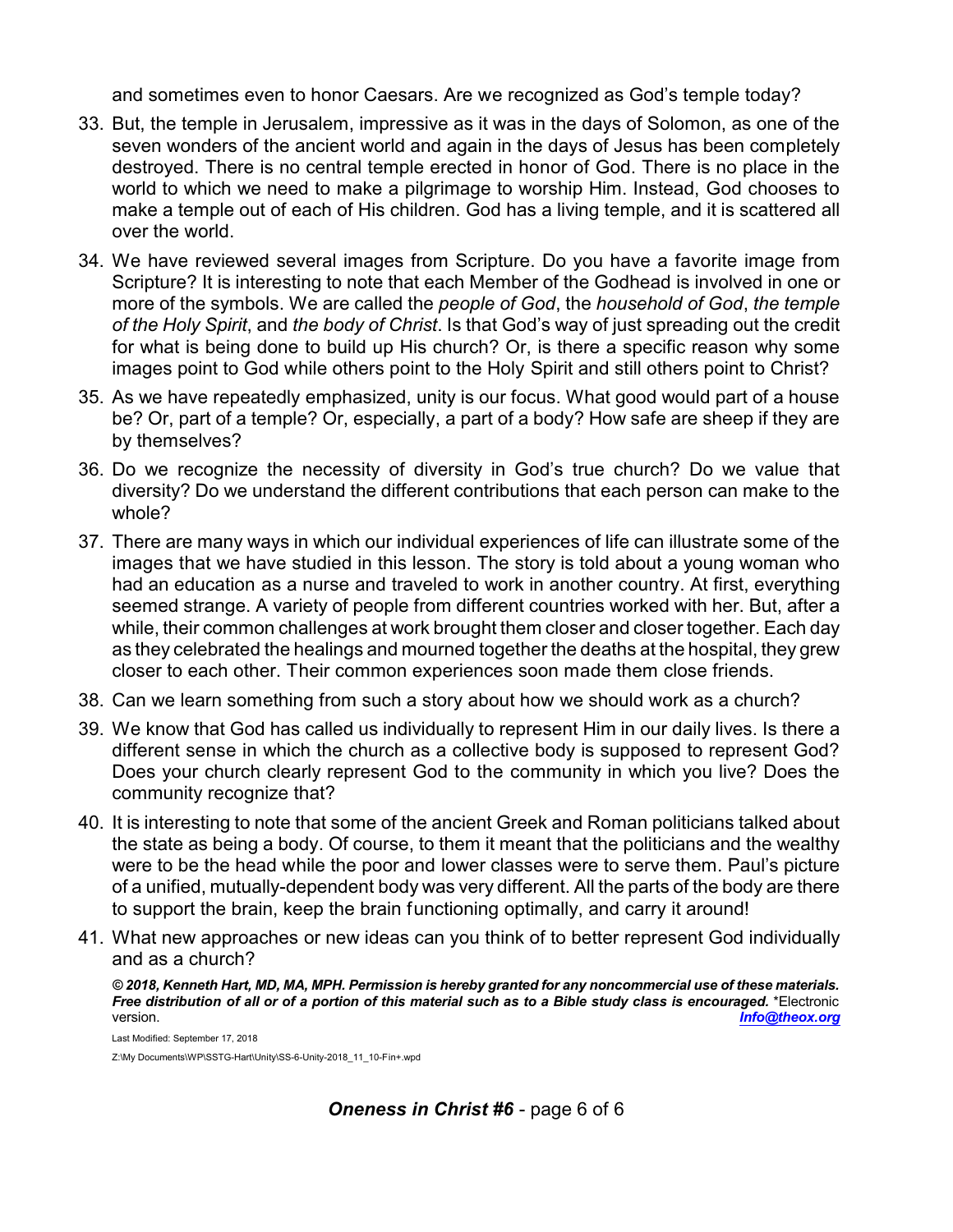and sometimes even to honor Caesars. Are we recognized as God's temple today?

33. But, the temple in Jerusalem, impressive as it was in the days of Solomon, as one of the seven wonders of the ancient world and again in the days of Jesus has been completely destroyed. There is no central temple erected in honor of God. There is no place in the world to which we need to make a pilgrimage to worship Him. Instead, God chooses to make a temple out of each of His children. God has a living temple, and it is scattered all over the world.
34. We have reviewed several images from Scripture. Do you have a favorite image from Scripture? It is interesting to note that each Member of the Godhead is involved in one or more of the symbols. We are called the *people of God*, the *household of God*, *the temple of the Holy Spirit*, and *the body of Christ*. Is that God's way of just spreading out the credit for what is being done to build up His church? Or, is there a specific reason why some images point to God while others point to the Holy Spirit and still others point to Christ?
35. As we have repeatedly emphasized, unity is our focus. What good would part of a house be? Or, part of a temple? Or, especially, a part of a body? How safe are sheep if they are by themselves?
36. Do we recognize the necessity of diversity in God's true church? Do we value that diversity? Do we understand the different contributions that each person can make to the whole?
37. There are many ways in which our individual experiences of life can illustrate some of the images that we have studied in this lesson. The story is told about a young woman who had an education as a nurse and traveled to work in another country. At first, everything seemed strange. A variety of people from different countries worked with her. But, after a while, their common challenges at work brought them closer and closer together. Each day as they celebrated the healings and mourned together the deaths at the hospital, they grew closer to each other. Their common experiences soon made them close friends.
38. Can we learn something from such a story about how we should work as a church?
39. We know that God has called us individually to represent Him in our daily lives. Is there a different sense in which the church as a collective body is supposed to represent God? Does your church clearly represent God to the community in which you live? Does the community recognize that?
40. It is interesting to note that some of the ancient Greek and Roman politicians talked about the state as being a body. Of course, to them it meant that the politicians and the wealthy were to be the head while the poor and lower classes were to serve them. Paul's picture of a unified, mutually-dependent body was very different. All the parts of the body are there to support the brain, keep the brain functioning optimally, and carry it around!
41. What new approaches or new ideas can you think of to better represent God individually and as a church?

***© 2018, Kenneth Hart, MD, MA, MPH. Permission is hereby granted for any noncommercial use of these materials. Free distribution of all or of a portion of this material such as to a Bible study class is encouraged.*** *Electronic version. ***Info@theox.org***

Last Modified: September 17, 2018

Z:\My Documents\WP\SSTG-Hart\Unity\SS-6-Unity-2018_11_10-Fin+.wpd